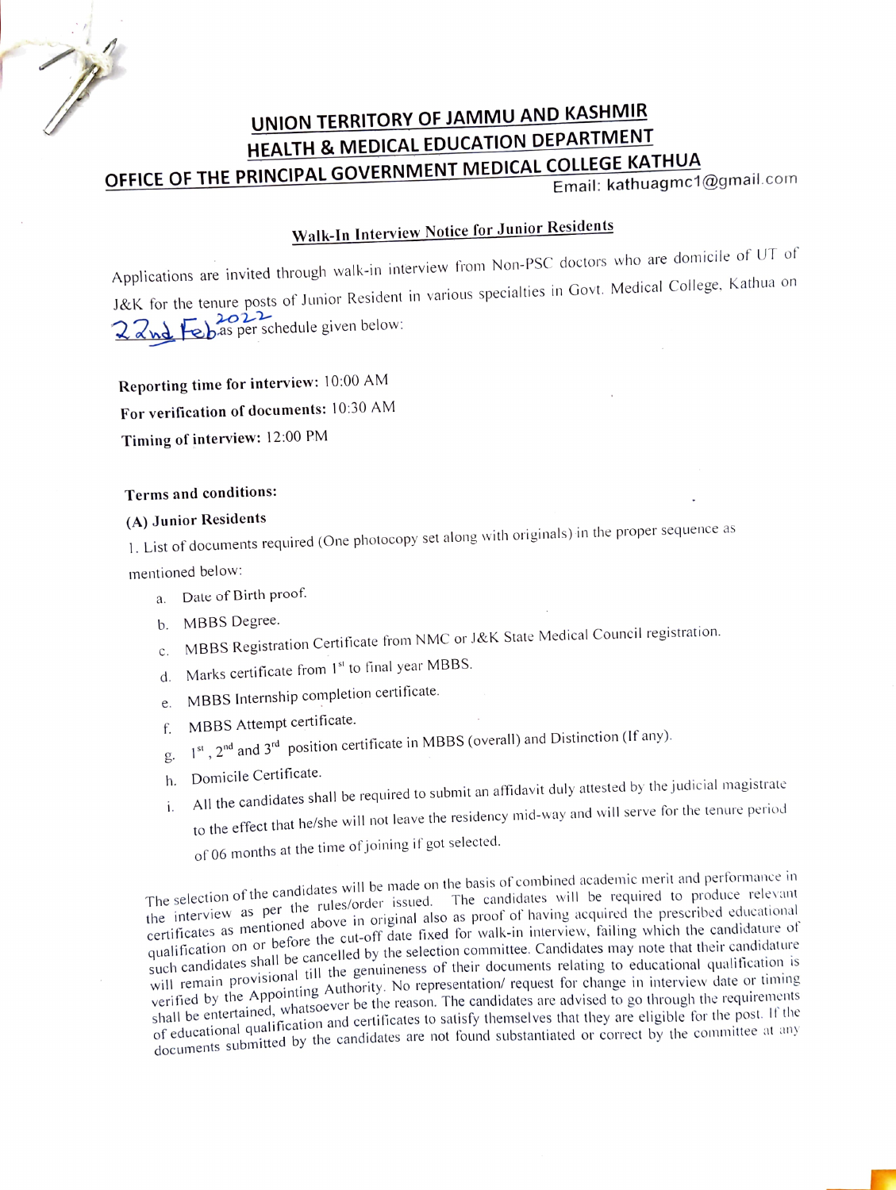# UNION TERRITORY OF JAMMU AND KASHMIR

## HEALTH & MEDICAL EDUCATION DEPARTMENT

## OFFICE OF THE PRINCIPAL GOVERNMENT MEDICAL COLLEGE KATHUA

Email: kathuagmc1@gmail.com

### Walk-In Interview Notice for Junior Residents

Applications are invited through walk-in interview from Non-PSC doctors who are domicile of UT of J&K for the tenure posts of Junior Resident in various specialties in Govt. Medical College, Kathua on 22nd Feb 2022 as per schedule given below:

**Reporting time for interview:** 10:00 AM

**For verification of documents:** 10:30 AM

**Timing of interview:** 12:00 PM

**Terms and conditions:**

**(A) Junior Residents**

1. List of documents required (One photocopy set along with originals) in the proper sequence as mentioned below:
   a. Date of Birth proof.
   b. MBBS Degree.
   c. MBBS Registration Certificate from NMC or J&K State Medical Council registration.
   d. Marks certificate from 1st to final year MBBS.
   e. MBBS Internship completion certificate.
   f. MBBS Attempt certificate.
   g. 1st, 2nd and 3rd position certificate in MBBS (overall) and Distinction (If any).
   h. Domicile Certificate.
   i. All the candidates shall be required to submit an affidavit duly attested by the judicial magistrate to the effect that he/she will not leave the residency mid-way and will serve for the tenure period of 06 months at the time of joining if got selected.

The selection of the candidates will be made on the basis of combined academic merit and performance in the interview as per the rules/order issued. The candidates will be required to produce relevant certificates as mentioned above in original also as proof of having acquired the prescribed educational qualification on or before the cut-off date fixed for walk-in interview, failing which the candidature of such candidates shall be cancelled by the selection committee. Candidates may note that their candidature will remain provisional till the genuineness of their documents relating to educational qualification is verified by the Appointing Authority. No representation/ request for change in interview date or timing shall be entertained, whatsoever be the reason. The candidates are advised to go through the requirements of educational qualification and certificates to satisfy themselves that they are eligible for the post. If the documents submitted by the candidates are not found substantiated or correct by the committee at any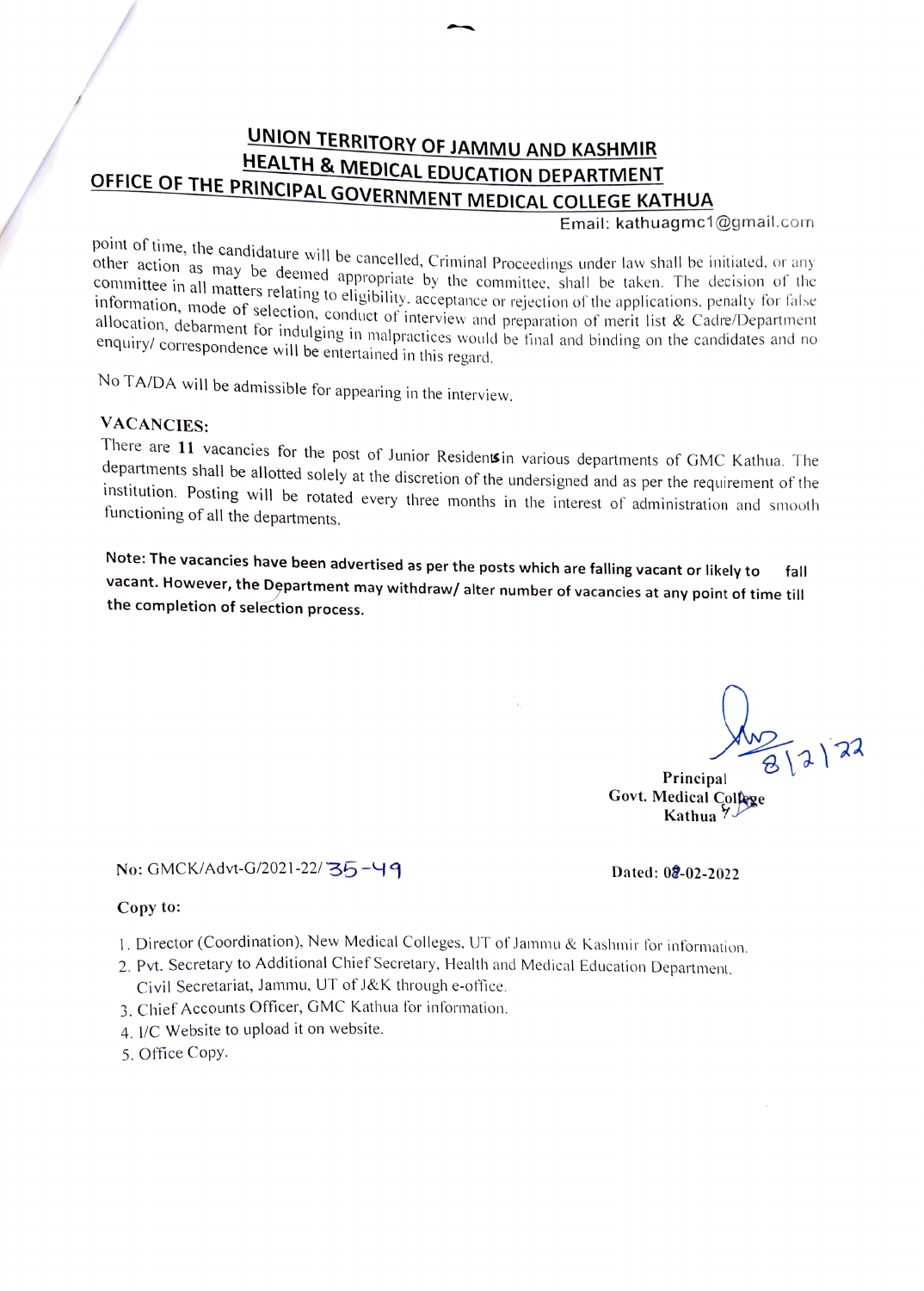# UNION TERRITORY OF JAMMU AND KASHMIR
## HEALTH & MEDICAL EDUCATION DEPARTMENT
## OFFICE OF THE PRINCIPAL GOVERNMENT MEDICAL COLLEGE KATHUA

Email: kathuagmc1@gmail.com

point of time, the candidature will be cancelled, Criminal Proceedings under law shall be initiated, or any other action as may be deemed appropriate by the committee, shall be taken. The decision of the committee in all matters relating to eligibility, acceptance or rejection of the applications, penalty for false information, mode of selection, conduct of interview and preparation of merit list & Cadre/Department allocation, debarment for indulging in malpractices would be final and binding on the candidates and no enquiry/ correspondence will be entertained in this regard.

No TA/DA will be admissible for appearing in the interview.

**VACANCIES:**

There are **11** vacancies for the post of Junior Residents in various departments of GMC Kathua. The departments shall be allotted solely at the discretion of the undersigned and as per the requirement of the institution. Posting will be rotated every three months in the interest of administration and smooth functioning of all the departments.

**Note: The vacancies have been advertised as per the posts which are falling vacant or likely to fall vacant. However, the Department may withdraw/ alter number of vacancies at any point of time till the completion of selection process.**

8/2/22

**Principal**
**Govt. Medical College**
**Kathua**

No: GMCK/Advt-G/2021-22/35-49

**Dated: 08-02-2022**

**Copy to:**

1. Director (Coordination), New Medical Colleges, UT of Jammu & Kashmir for information.
2. Pvt. Secretary to Additional Chief Secretary, Health and Medical Education Department, Civil Secretariat, Jammu, UT of J&K through e-office.
3. Chief Accounts Officer, GMC Kathua for information.
4. I/C Website to upload it on website.
5. Office Copy.